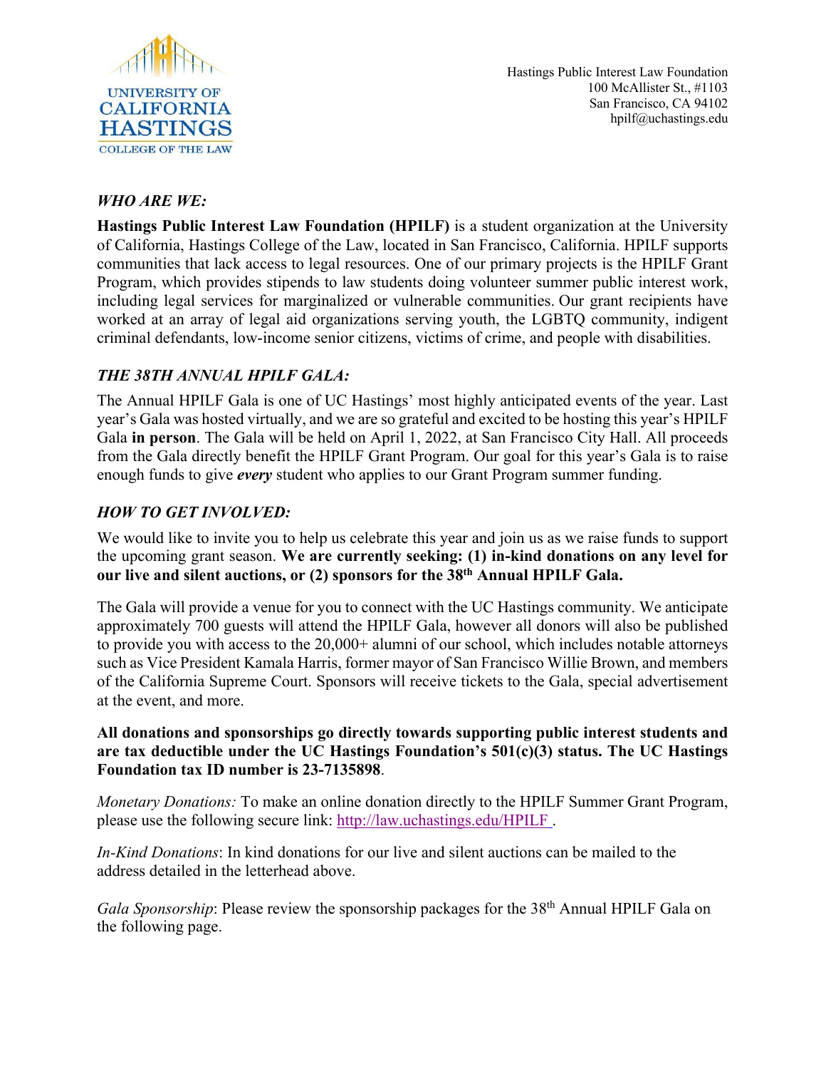UNIVERSITY OF CALIFORNIA HASTINGS COLLEGE OF THE LAW

Hastings Public Interest Law Foundation
100 McAllister St., #1103
San Francisco, CA 94102
hpilf@uchastings.edu

### *WHO ARE WE:*

**Hastings Public Interest Law Foundation (HPILF)** is a student organization at the University of California, Hastings College of the Law, located in San Francisco, California. HPILF supports communities that lack access to legal resources. One of our primary projects is the HPILF Grant Program, which provides stipends to law students doing volunteer summer public interest work, including legal services for marginalized or vulnerable communities. Our grant recipients have worked at an array of legal aid organizations serving youth, the LGBTQ community, indigent criminal defendants, low-income senior citizens, victims of crime, and people with disabilities.

### *THE 38TH ANNUAL HPILF GALA:*

The Annual HPILF Gala is one of UC Hastings' most highly anticipated events of the year. Last year's Gala was hosted virtually, and we are so grateful and excited to be hosting this year's HPILF Gala **in person**. The Gala will be held on April 1, 2022, at San Francisco City Hall. All proceeds from the Gala directly benefit the HPILF Grant Program. Our goal for this year's Gala is to raise enough funds to give ***every*** student who applies to our Grant Program summer funding.

### *HOW TO GET INVOLVED:*

We would like to invite you to help us celebrate this year and join us as we raise funds to support the upcoming grant season. **We are currently seeking: (1) in-kind donations on any level for our live and silent auctions, or (2) sponsors for the 38th Annual HPILF Gala.**

The Gala will provide a venue for you to connect with the UC Hastings community. We anticipate approximately 700 guests will attend the HPILF Gala, however all donors will also be published to provide you with access to the 20,000+ alumni of our school, which includes notable attorneys such as Vice President Kamala Harris, former mayor of San Francisco Willie Brown, and members of the California Supreme Court. Sponsors will receive tickets to the Gala, special advertisement at the event, and more.

**All donations and sponsorships go directly towards supporting public interest students and are tax deductible under the UC Hastings Foundation's 501(c)(3) status. The UC Hastings Foundation tax ID number is 23-7135898**.

*Monetary Donations:* To make an online donation directly to the HPILF Summer Grant Program, please use the following secure link: http://law.uchastings.edu/HPILF .

*In-Kind Donations*: In kind donations for our live and silent auctions can be mailed to the address detailed in the letterhead above.

*Gala Sponsorship*: Please review the sponsorship packages for the 38th Annual HPILF Gala on the following page.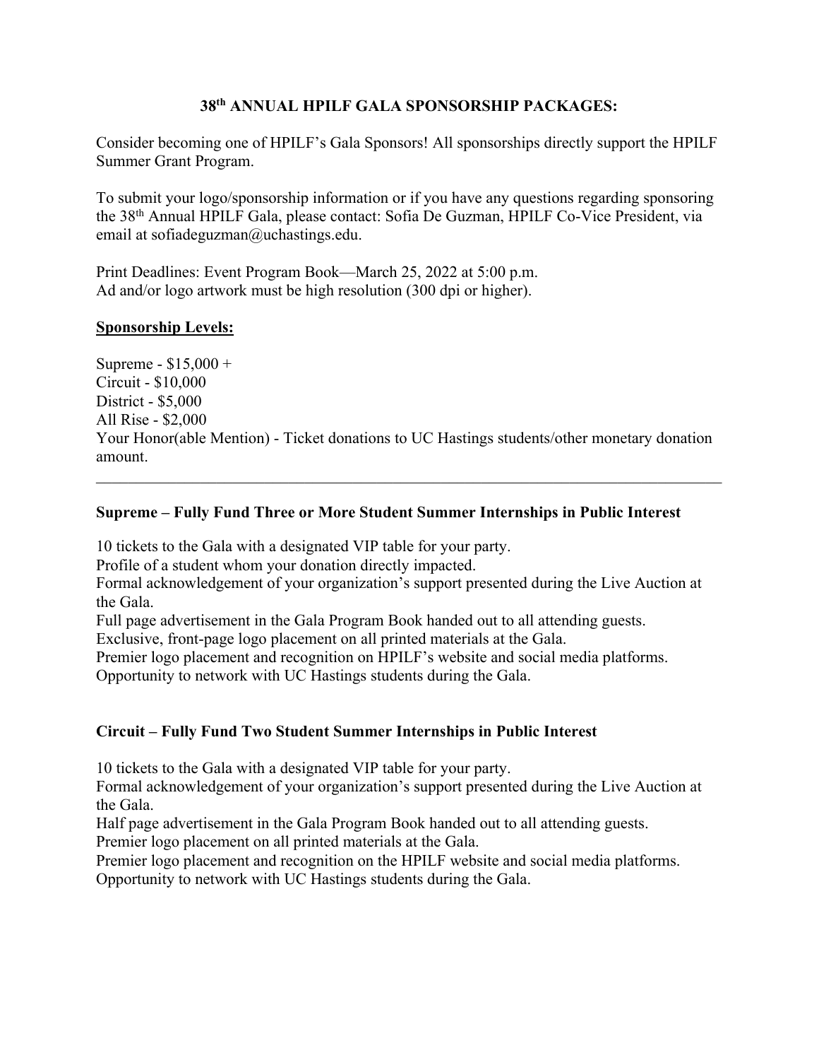**38th ANNUAL HPILF GALA SPONSORSHIP PACKAGES:**

Consider becoming one of HPILF's Gala Sponsors! All sponsorships directly support the HPILF Summer Grant Program.

To submit your logo/sponsorship information or if you have any questions regarding sponsoring the 38th Annual HPILF Gala, please contact: Sofia De Guzman, HPILF Co-Vice President, via email at sofiadeguzman@uchastings.edu.

Print Deadlines: Event Program Book—March 25, 2022 at 5:00 p.m.
Ad and/or logo artwork must be high resolution (300 dpi or higher).

**Sponsorship Levels:**

Supreme - $15,000 +
Circuit - $10,000
District - $5,000
All Rise - $2,000
Your Honor(able Mention) - Ticket donations to UC Hastings students/other monetary donation amount.

---

**Supreme – Fully Fund Three or More Student Summer Internships in Public Interest**

10 tickets to the Gala with a designated VIP table for your party.
Profile of a student whom your donation directly impacted.
Formal acknowledgement of your organization's support presented during the Live Auction at the Gala.
Full page advertisement in the Gala Program Book handed out to all attending guests.
Exclusive, front-page logo placement on all printed materials at the Gala.
Premier logo placement and recognition on HPILF's website and social media platforms.
Opportunity to network with UC Hastings students during the Gala.

**Circuit – Fully Fund Two Student Summer Internships in Public Interest**

10 tickets to the Gala with a designated VIP table for your party.
Formal acknowledgement of your organization's support presented during the Live Auction at the Gala.
Half page advertisement in the Gala Program Book handed out to all attending guests.
Premier logo placement on all printed materials at the Gala.
Premier logo placement and recognition on the HPILF website and social media platforms.
Opportunity to network with UC Hastings students during the Gala.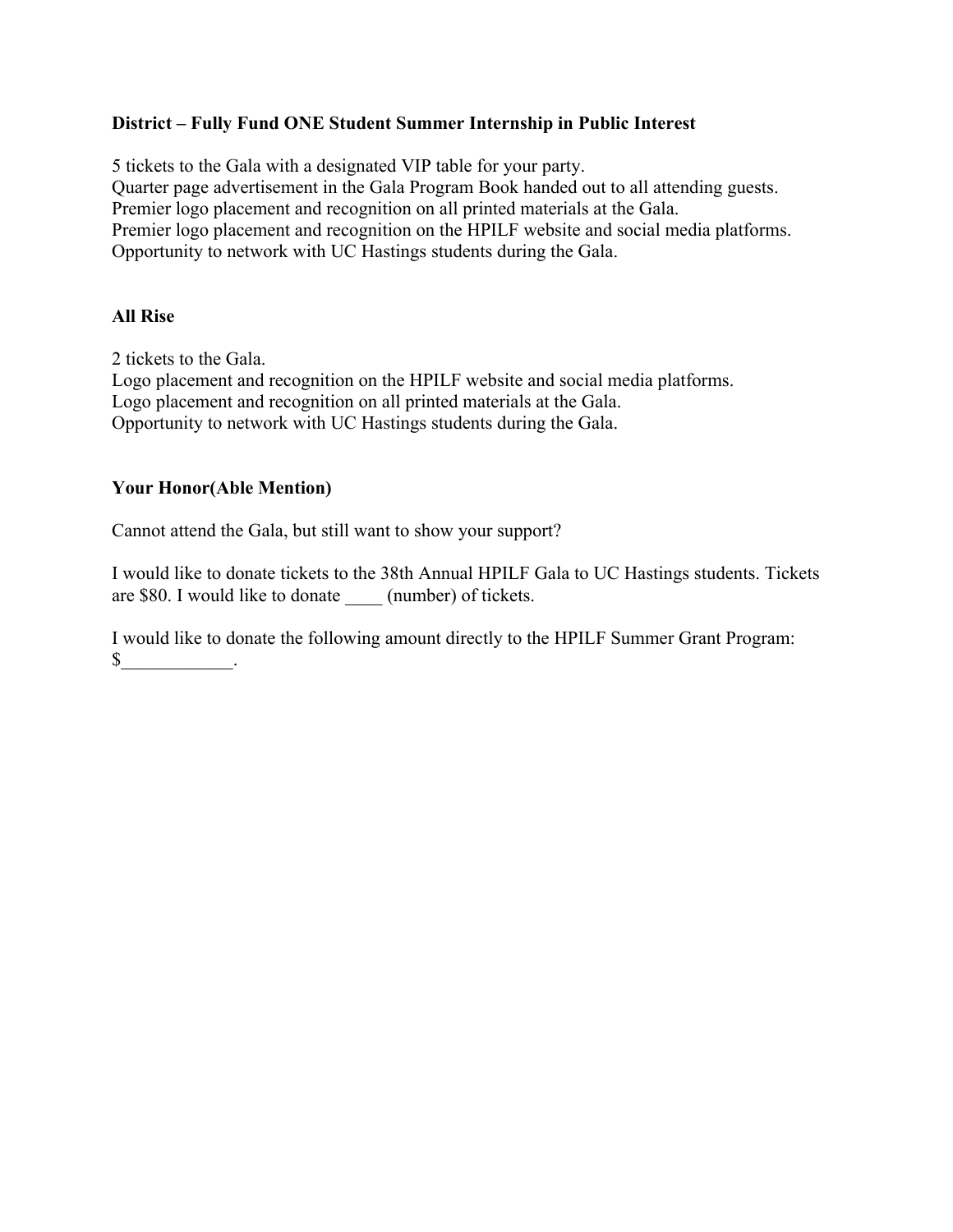**District – Fully Fund ONE Student Summer Internship in Public Interest**

5 tickets to the Gala with a designated VIP table for your party.
Quarter page advertisement in the Gala Program Book handed out to all attending guests.
Premier logo placement and recognition on all printed materials at the Gala.
Premier logo placement and recognition on the HPILF website and social media platforms.
Opportunity to network with UC Hastings students during the Gala.

**All Rise**

2 tickets to the Gala.
Logo placement and recognition on the HPILF website and social media platforms.
Logo placement and recognition on all printed materials at the Gala.
Opportunity to network with UC Hastings students during the Gala.

**Your Honor(Able Mention)**

Cannot attend the Gala, but still want to show your support?

I would like to donate tickets to the 38th Annual HPILF Gala to UC Hastings students. Tickets are $80. I would like to donate ____ (number) of tickets.

I would like to donate the following amount directly to the HPILF Summer Grant Program: $____________.